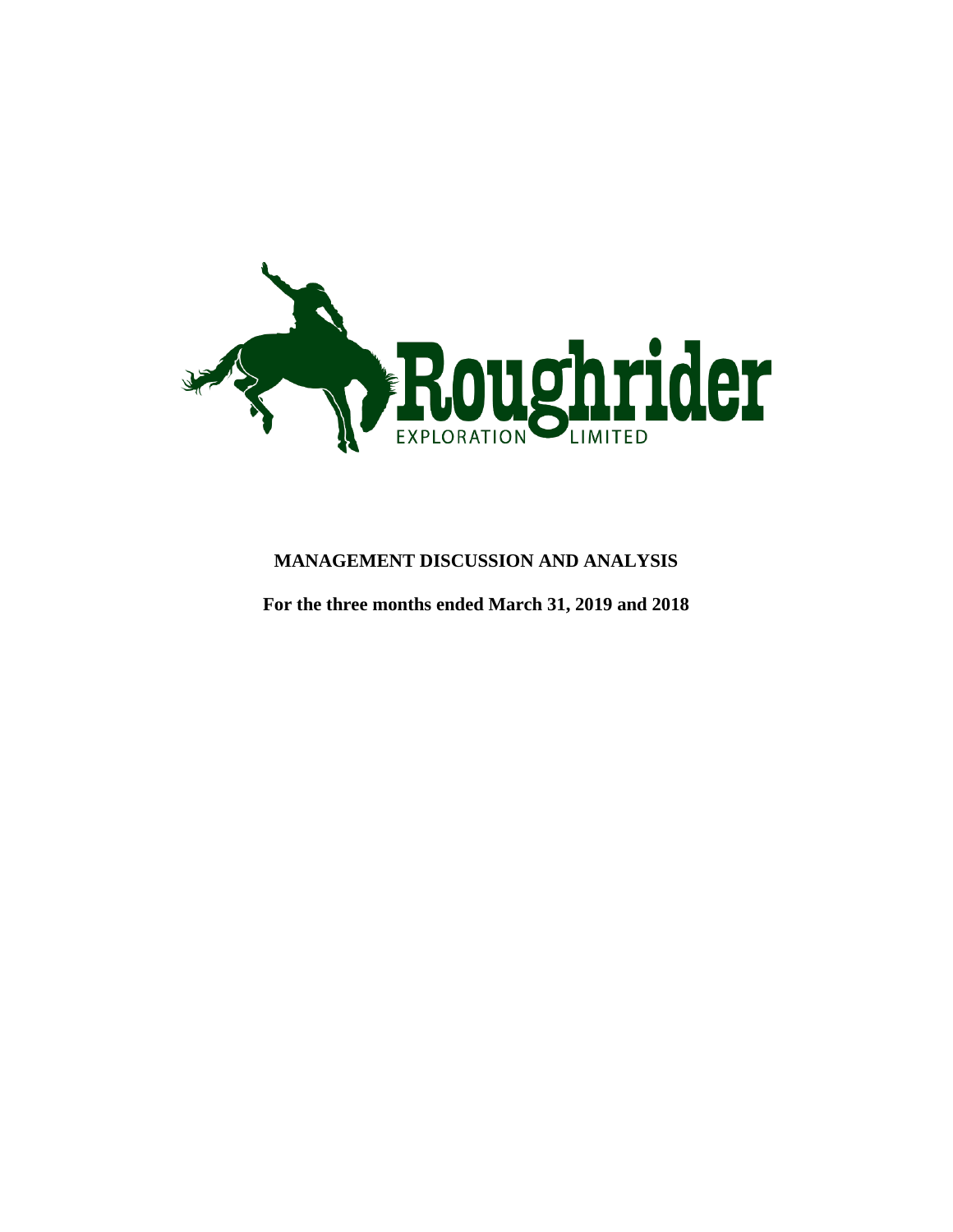Roughrider

EXPLORATION LIMITED

**MANAGEMENT DISCUSSION AND ANALYSIS**

**For the three months ended March 31, 2019 and 2018**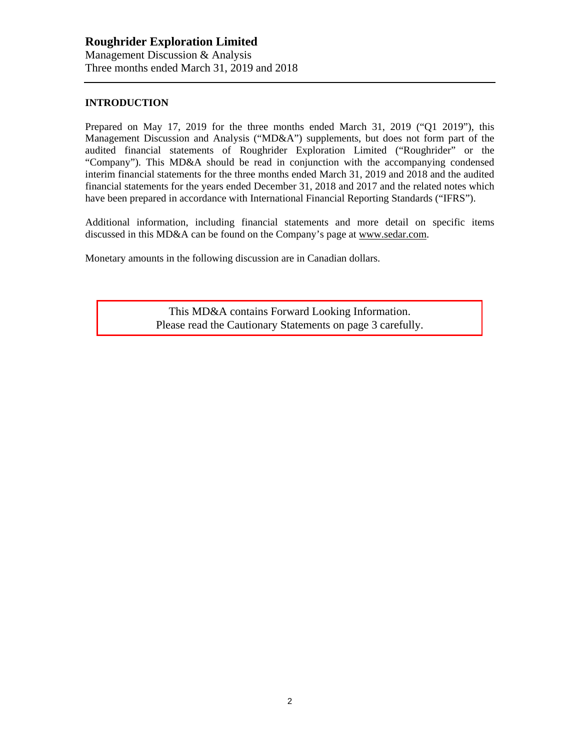## INTRODUCTION

Prepared on May 17, 2019 for the three months ended March 31, 2019 ("Q1 2019"), this Management Discussion and Analysis ("MD&A") supplements, but does not form part of the audited financial statements of Roughrider Exploration Limited ("Roughrider" or the "Company"). This MD&A should be read in conjunction with the accompanying condensed interim financial statements for the three months ended March 31, 2019 and 2018 and the audited financial statements for the years ended December 31, 2018 and 2017 and the related notes which have been prepared in accordance with International Financial Reporting Standards ("IFRS").

Additional information, including financial statements and more detail on specific items discussed in this MD&A can be found on the Company's page at www.sedar.com.

Monetary amounts in the following discussion are in Canadian dollars.

This MD&A contains Forward Looking Information.
Please read the Cautionary Statements on page 3 carefully.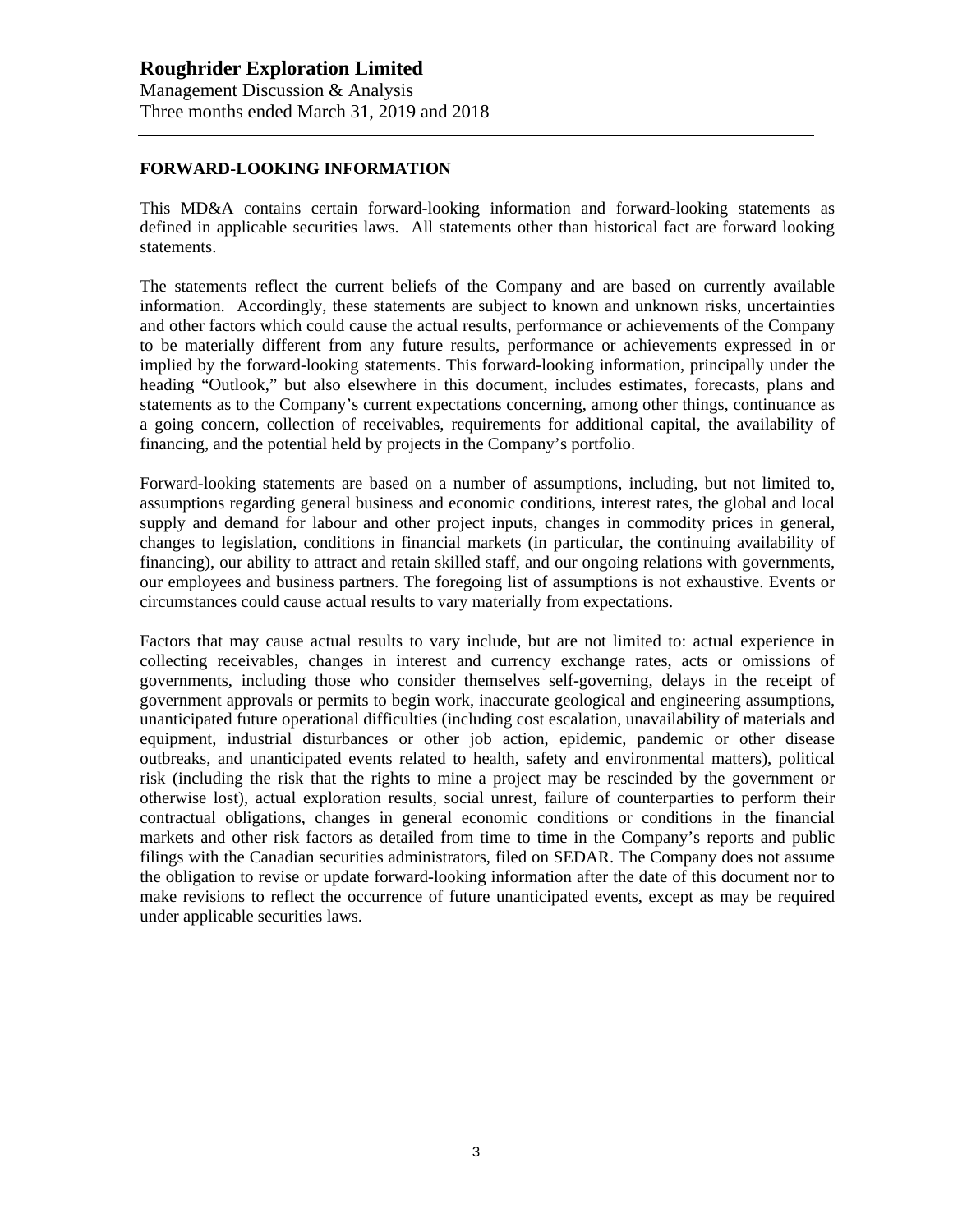## FORWARD-LOOKING INFORMATION

This MD&A contains certain forward-looking information and forward-looking statements as defined in applicable securities laws. All statements other than historical fact are forward looking statements.

The statements reflect the current beliefs of the Company and are based on currently available information. Accordingly, these statements are subject to known and unknown risks, uncertainties and other factors which could cause the actual results, performance or achievements of the Company to be materially different from any future results, performance or achievements expressed in or implied by the forward-looking statements. This forward-looking information, principally under the heading "Outlook," but also elsewhere in this document, includes estimates, forecasts, plans and statements as to the Company's current expectations concerning, among other things, continuance as a going concern, collection of receivables, requirements for additional capital, the availability of financing, and the potential held by projects in the Company's portfolio.

Forward-looking statements are based on a number of assumptions, including, but not limited to, assumptions regarding general business and economic conditions, interest rates, the global and local supply and demand for labour and other project inputs, changes in commodity prices in general, changes to legislation, conditions in financial markets (in particular, the continuing availability of financing), our ability to attract and retain skilled staff, and our ongoing relations with governments, our employees and business partners. The foregoing list of assumptions is not exhaustive. Events or circumstances could cause actual results to vary materially from expectations.

Factors that may cause actual results to vary include, but are not limited to: actual experience in collecting receivables, changes in interest and currency exchange rates, acts or omissions of governments, including those who consider themselves self-governing, delays in the receipt of government approvals or permits to begin work, inaccurate geological and engineering assumptions, unanticipated future operational difficulties (including cost escalation, unavailability of materials and equipment, industrial disturbances or other job action, epidemic, pandemic or other disease outbreaks, and unanticipated events related to health, safety and environmental matters), political risk (including the risk that the rights to mine a project may be rescinded by the government or otherwise lost), actual exploration results, social unrest, failure of counterparties to perform their contractual obligations, changes in general economic conditions or conditions in the financial markets and other risk factors as detailed from time to time in the Company's reports and public filings with the Canadian securities administrators, filed on SEDAR. The Company does not assume the obligation to revise or update forward-looking information after the date of this document nor to make revisions to reflect the occurrence of future unanticipated events, except as may be required under applicable securities laws.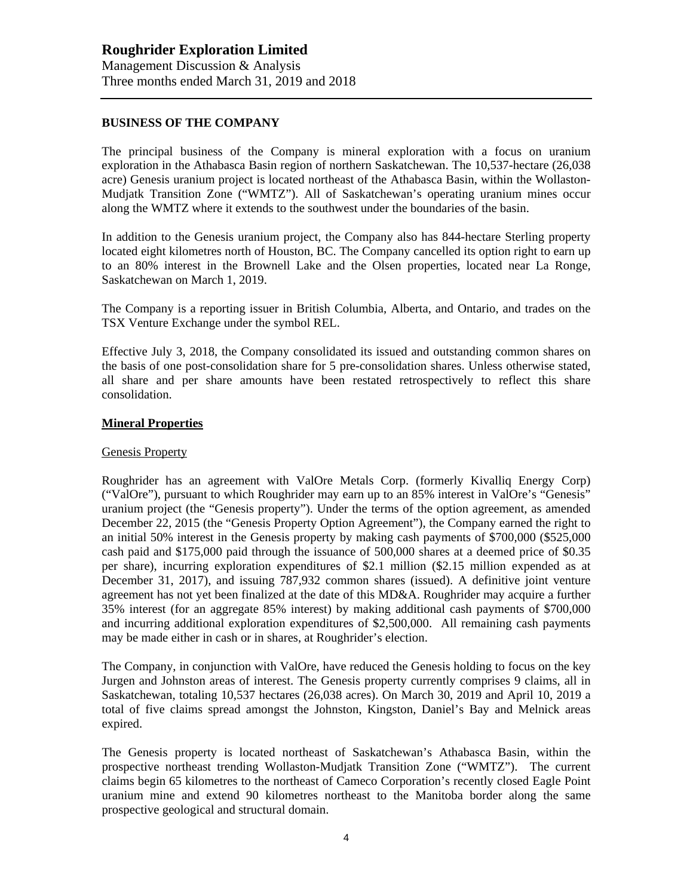## BUSINESS OF THE COMPANY

The principal business of the Company is mineral exploration with a focus on uranium exploration in the Athabasca Basin region of northern Saskatchewan. The 10,537-hectare (26,038 acre) Genesis uranium project is located northeast of the Athabasca Basin, within the Wollaston-Mudjatk Transition Zone ("WMTZ"). All of Saskatchewan's operating uranium mines occur along the WMTZ where it extends to the southwest under the boundaries of the basin.

In addition to the Genesis uranium project, the Company also has 844-hectare Sterling property located eight kilometres north of Houston, BC. The Company cancelled its option right to earn up to an 80% interest in the Brownell Lake and the Olsen properties, located near La Ronge, Saskatchewan on March 1, 2019.

The Company is a reporting issuer in British Columbia, Alberta, and Ontario, and trades on the TSX Venture Exchange under the symbol REL.

Effective July 3, 2018, the Company consolidated its issued and outstanding common shares on the basis of one post-consolidation share for 5 pre-consolidation shares. Unless otherwise stated, all share and per share amounts have been restated retrospectively to reflect this share consolidation.

### Mineral Properties

#### Genesis Property

Roughrider has an agreement with ValOre Metals Corp. (formerly Kivalliq Energy Corp) ("ValOre"), pursuant to which Roughrider may earn up to an 85% interest in ValOre's "Genesis" uranium project (the "Genesis property"). Under the terms of the option agreement, as amended December 22, 2015 (the "Genesis Property Option Agreement"), the Company earned the right to an initial 50% interest in the Genesis property by making cash payments of $700,000 ($525,000 cash paid and $175,000 paid through the issuance of 500,000 shares at a deemed price of $0.35 per share), incurring exploration expenditures of $2.1 million ($2.15 million expended as at December 31, 2017), and issuing 787,932 common shares (issued). A definitive joint venture agreement has not yet been finalized at the date of this MD&A. Roughrider may acquire a further 35% interest (for an aggregate 85% interest) by making additional cash payments of $700,000 and incurring additional exploration expenditures of $2,500,000. All remaining cash payments may be made either in cash or in shares, at Roughrider's election.

The Company, in conjunction with ValOre, have reduced the Genesis holding to focus on the key Jurgen and Johnston areas of interest. The Genesis property currently comprises 9 claims, all in Saskatchewan, totaling 10,537 hectares (26,038 acres). On March 30, 2019 and April 10, 2019 a total of five claims spread amongst the Johnston, Kingston, Daniel's Bay and Melnick areas expired.

The Genesis property is located northeast of Saskatchewan's Athabasca Basin, within the prospective northeast trending Wollaston-Mudjatk Transition Zone ("WMTZ"). The current claims begin 65 kilometres to the northeast of Cameco Corporation's recently closed Eagle Point uranium mine and extend 90 kilometres northeast to the Manitoba border along the same prospective geological and structural domain.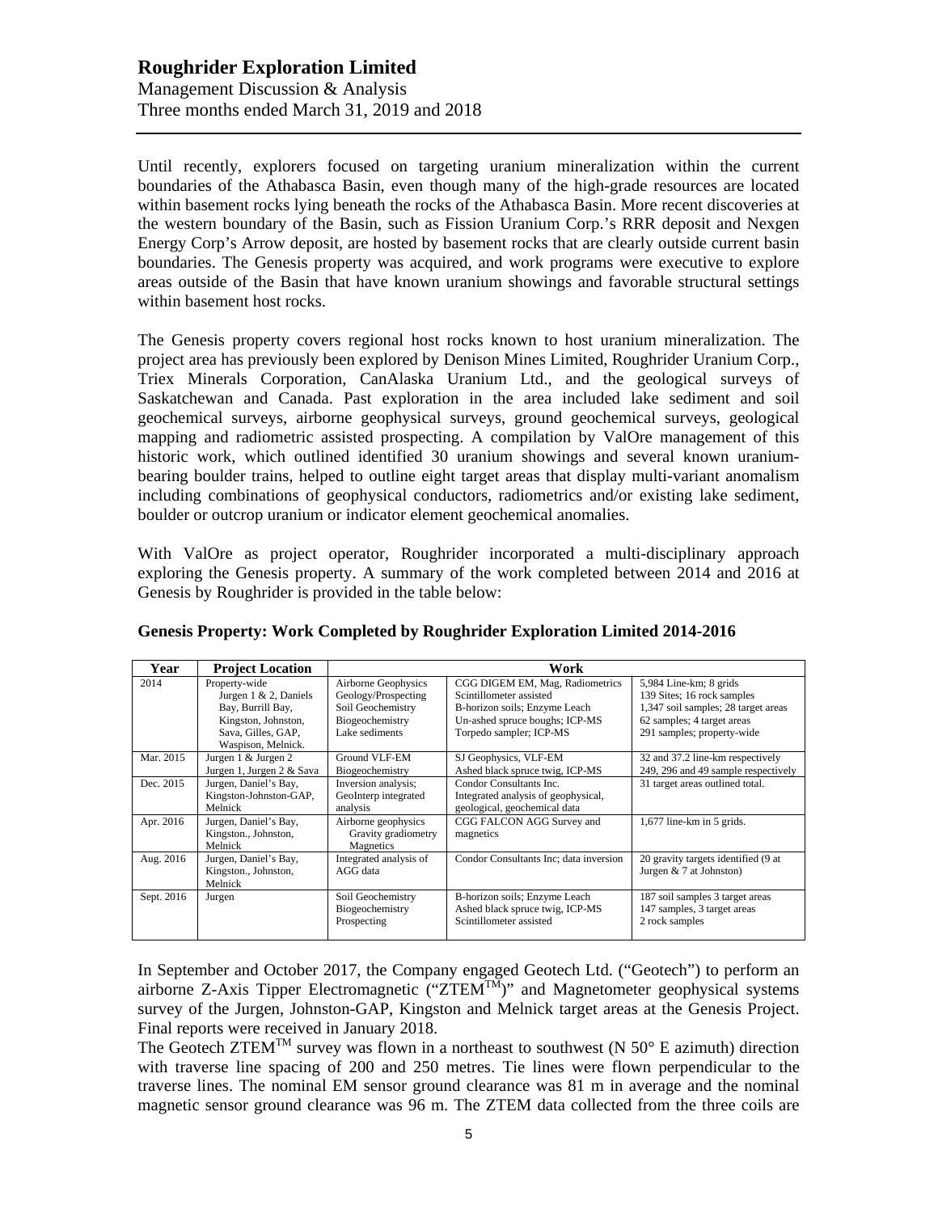Until recently, explorers focused on targeting uranium mineralization within the current boundaries of the Athabasca Basin, even though many of the high-grade resources are located within basement rocks lying beneath the rocks of the Athabasca Basin. More recent discoveries at the western boundary of the Basin, such as Fission Uranium Corp.'s RRR deposit and Nexgen Energy Corp's Arrow deposit, are hosted by basement rocks that are clearly outside current basin boundaries. The Genesis property was acquired, and work programs were executive to explore areas outside of the Basin that have known uranium showings and favorable structural settings within basement host rocks.

The Genesis property covers regional host rocks known to host uranium mineralization. The project area has previously been explored by Denison Mines Limited, Roughrider Uranium Corp., Triex Minerals Corporation, CanAlaska Uranium Ltd., and the geological surveys of Saskatchewan and Canada. Past exploration in the area included lake sediment and soil geochemical surveys, airborne geophysical surveys, ground geochemical surveys, geological mapping and radiometric assisted prospecting. A compilation by ValOre management of this historic work, which outlined identified 30 uranium showings and several known uranium-bearing boulder trains, helped to outline eight target areas that display multi-variant anomalism including combinations of geophysical conductors, radiometrics and/or existing lake sediment, boulder or outcrop uranium or indicator element geochemical anomalies.

With ValOre as project operator, Roughrider incorporated a multi-disciplinary approach exploring the Genesis property. A summary of the work completed between 2014 and 2016 at Genesis by Roughrider is provided in the table below:

**Genesis Property: Work Completed by Roughrider Exploration Limited 2014-2016**

| Year | Project Location | Work | | |
|---|---|---|---|---|
| 2014 | Property-wide<br>Jurgen 1 & 2, Daniels Bay, Burrill Bay, Kingston, Johnston, Sava, Gilles, GAP, Waspison, Melnick. | Airborne Geophysics<br>Geology/Prospecting<br>Soil Geochemistry<br>Biogeochemistry<br>Lake sediments | CGG DIGEM EM, Mag, Radiometrics<br>Scintillometer assisted<br>B-horizon soils; Enzyme Leach<br>Un-ashed spruce boughs; ICP-MS<br>Torpedo sampler; ICP-MS | 5,984 Line-km; 8 grids<br>139 Sites; 16 rock samples<br>1,347 soil samples; 28 target areas<br>62 samples; 4 target areas<br>291 samples; property-wide |
| Mar. 2015 | Jurgen 1 & Jurgen 2<br>Jurgen 1, Jurgen 2 & Sava | Ground VLF-EM<br>Biogeochemistry | SJ Geophysics, VLF-EM<br>Ashed black spruce twig, ICP-MS | 32 and 37.2 line-km respectively<br>249, 296 and 49 sample respectively |
| Dec. 2015 | Jurgen, Daniel's Bay, Kingston-Johnston-GAP, Melnick | Inversion analysis; GeoInterp integrated analysis | Condor Consultants Inc.<br>Integrated analysis of geophysical, geological, geochemical data | 31 target areas outlined total. |
| Apr. 2016 | Jurgen, Daniel's Bay, Kingston., Johnston, Melnick | Airborne geophysics<br>Gravity gradiometry<br>Magnetics | CGG FALCON AGG Survey and magnetics | 1,677 line-km in 5 grids. |
| Aug. 2016 | Jurgen, Daniel's Bay, Kingston., Johnston, Melnick | Integrated analysis of AGG data | Condor Consultants Inc; data inversion | 20 gravity targets identified (9 at Jurgen & 7 at Johnston) |
| Sept. 2016 | Jurgen | Soil Geochemistry<br>Biogeochemistry<br>Prospecting | B-horizon soils; Enzyme Leach<br>Ashed black spruce twig, ICP-MS<br>Scintillometer assisted | 187 soil samples 3 target areas<br>147 samples, 3 target areas<br>2 rock samples |

In September and October 2017, the Company engaged Geotech Ltd. ("Geotech") to perform an airborne Z-Axis Tipper Electromagnetic ("ZTEM™)" and Magnetometer geophysical systems survey of the Jurgen, Johnston-GAP, Kingston and Melnick target areas at the Genesis Project. Final reports were received in January 2018.

The Geotech ZTEM™ survey was flown in a northeast to southwest (N 50° E azimuth) direction with traverse line spacing of 200 and 250 metres. Tie lines were flown perpendicular to the traverse lines. The nominal EM sensor ground clearance was 81 m in average and the nominal magnetic sensor ground clearance was 96 m. The ZTEM data collected from the three coils are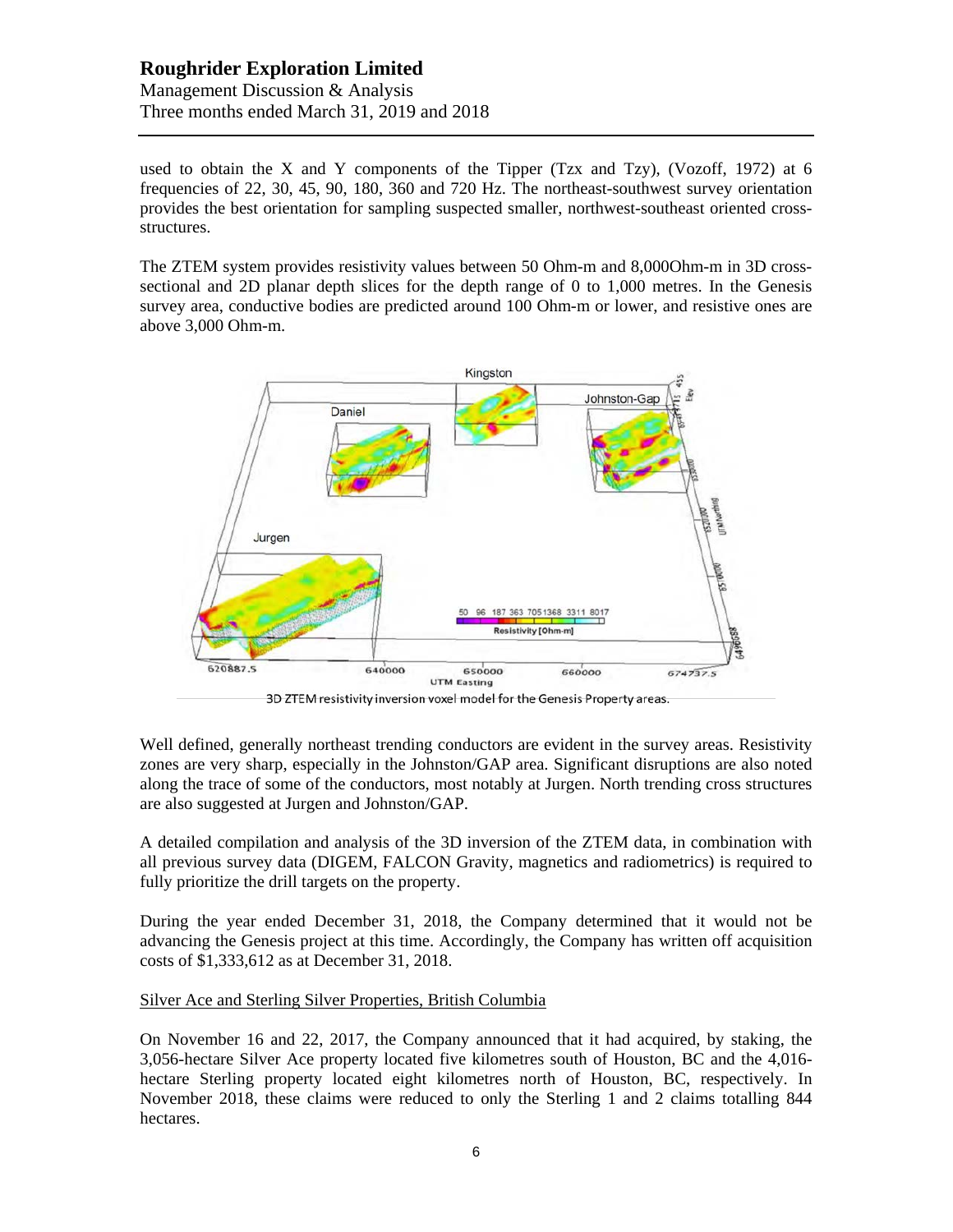used to obtain the X and Y components of the Tipper (Tzx and Tzy), (Vozoff, 1972) at 6 frequencies of 22, 30, 45, 90, 180, 360 and 720 Hz. The northeast-southwest survey orientation provides the best orientation for sampling suspected smaller, northwest-southeast oriented cross-structures.

The ZTEM system provides resistivity values between 50 Ohm-m and 8,000Ohm-m in 3D cross-sectional and 2D planar depth slices for the depth range of 0 to 1,000 metres. In the Genesis survey area, conductive bodies are predicted around 100 Ohm-m or lower, and resistive ones are above 3,000 Ohm-m.

3D ZTEM resistivity inversion voxel model for the Genesis Property areas.

Well defined, generally northeast trending conductors are evident in the survey areas. Resistivity zones are very sharp, especially in the Johnston/GAP area. Significant disruptions are also noted along the trace of some of the conductors, most notably at Jurgen. North trending cross structures are also suggested at Jurgen and Johnston/GAP.

A detailed compilation and analysis of the 3D inversion of the ZTEM data, in combination with all previous survey data (DIGEM, FALCON Gravity, magnetics and radiometrics) is required to fully prioritize the drill targets on the property.

During the year ended December 31, 2018, the Company determined that it would not be advancing the Genesis project at this time. Accordingly, the Company has written off acquisition costs of $1,333,612 as at December 31, 2018.

Silver Ace and Sterling Silver Properties, British Columbia

On November 16 and 22, 2017, the Company announced that it had acquired, by staking, the 3,056-hectare Silver Ace property located five kilometres south of Houston, BC and the 4,016-hectare Sterling property located eight kilometres north of Houston, BC, respectively. In November 2018, these claims were reduced to only the Sterling 1 and 2 claims totalling 844 hectares.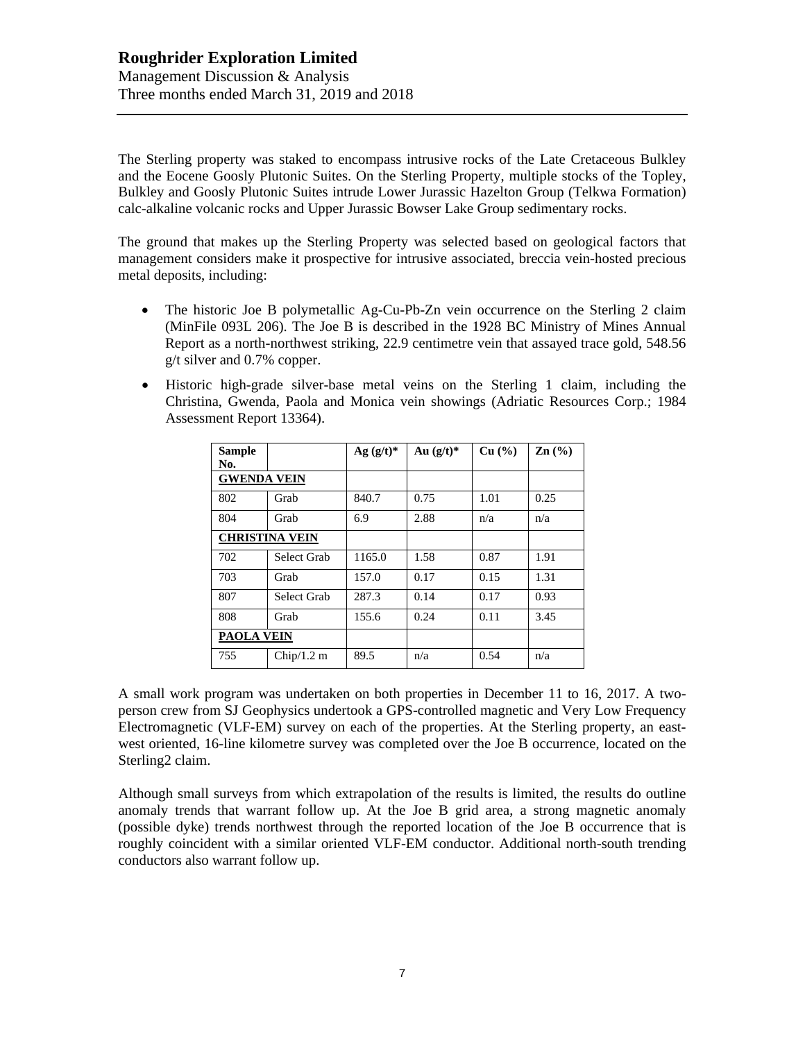The Sterling property was staked to encompass intrusive rocks of the Late Cretaceous Bulkley and the Eocene Goosly Plutonic Suites. On the Sterling Property, multiple stocks of the Topley, Bulkley and Goosly Plutonic Suites intrude Lower Jurassic Hazelton Group (Telkwa Formation) calc-alkaline volcanic rocks and Upper Jurassic Bowser Lake Group sedimentary rocks.

The ground that makes up the Sterling Property was selected based on geological factors that management considers make it prospective for intrusive associated, breccia vein-hosted precious metal deposits, including:

- The historic Joe B polymetallic Ag-Cu-Pb-Zn vein occurrence on the Sterling 2 claim (MinFile 093L 206). The Joe B is described in the 1928 BC Ministry of Mines Annual Report as a north-northwest striking, 22.9 centimetre vein that assayed trace gold, 548.56 g/t silver and 0.7% copper.
- Historic high-grade silver-base metal veins on the Sterling 1 claim, including the Christina, Gwenda, Paola and Monica vein showings (Adriatic Resources Corp.; 1984 Assessment Report 13364).

| **Sample No.** | | **Ag (g/t)*** | **Au (g/t)*** | **Cu (%)** | **Zn (%)** |
|---|---|---|---|---|---|
| **GWENDA VEIN** | | | | | |
| 802 | Grab | 840.7 | 0.75 | 1.01 | 0.25 |
| 804 | Grab | 6.9 | 2.88 | n/a | n/a |
| **CHRISTINA VEIN** | | | | | |
| 702 | Select Grab | 1165.0 | 1.58 | 0.87 | 1.91 |
| 703 | Grab | 157.0 | 0.17 | 0.15 | 1.31 |
| 807 | Select Grab | 287.3 | 0.14 | 0.17 | 0.93 |
| 808 | Grab | 155.6 | 0.24 | 0.11 | 3.45 |
| **PAOLA VEIN** | | | | | |
| 755 | Chip/1.2 m | 89.5 | n/a | 0.54 | n/a |

A small work program was undertaken on both properties in December 11 to 16, 2017. A two-person crew from SJ Geophysics undertook a GPS-controlled magnetic and Very Low Frequency Electromagnetic (VLF-EM) survey on each of the properties. At the Sterling property, an east-west oriented, 16-line kilometre survey was completed over the Joe B occurrence, located on the Sterling2 claim.

Although small surveys from which extrapolation of the results is limited, the results do outline anomaly trends that warrant follow up. At the Joe B grid area, a strong magnetic anomaly (possible dyke) trends northwest through the reported location of the Joe B occurrence that is roughly coincident with a similar oriented VLF-EM conductor. Additional north-south trending conductors also warrant follow up.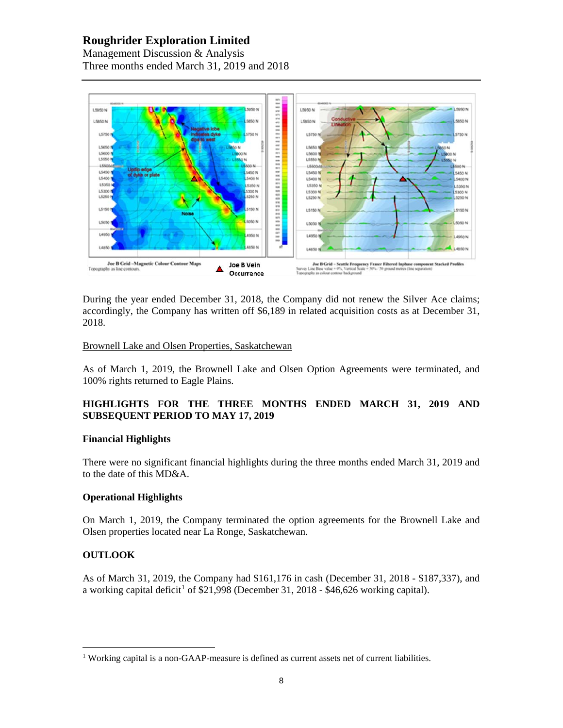During the year ended December 31, 2018, the Company did not renew the Silver Ace claims; accordingly, the Company has written off $6,189 in related acquisition costs as at December 31, 2018.

Brownell Lake and Olsen Properties, Saskatchewan

As of March 1, 2019, the Brownell Lake and Olsen Option Agreements were terminated, and 100% rights returned to Eagle Plains.

## HIGHLIGHTS FOR THE THREE MONTHS ENDED MARCH 31, 2019 AND SUBSEQUENT PERIOD TO MAY 17, 2019

### Financial Highlights

There were no significant financial highlights during the three months ended March 31, 2019 and to the date of this MD&A.

### Operational Highlights

On March 1, 2019, the Company terminated the option agreements for the Brownell Lake and Olsen properties located near La Ronge, Saskatchewan.

## OUTLOOK

As of March 31, 2019, the Company had $161,176 in cash (December 31, 2018 - $187,337), and a working capital deficit[1] of $21,998 (December 31, 2018 - $46,626 working capital).

[1] Working capital is a non-GAAP-measure is defined as current assets net of current liabilities.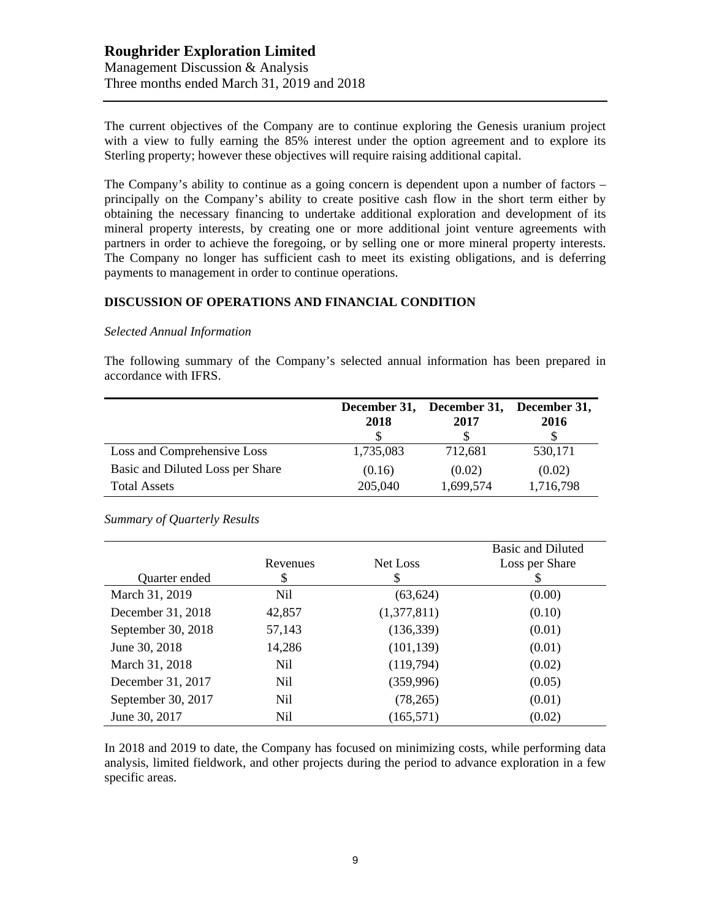The current objectives of the Company are to continue exploring the Genesis uranium project with a view to fully earning the 85% interest under the option agreement and to explore its Sterling property; however these objectives will require raising additional capital.

The Company's ability to continue as a going concern is dependent upon a number of factors – principally on the Company's ability to create positive cash flow in the short term either by obtaining the necessary financing to undertake additional exploration and development of its mineral property interests, by creating one or more additional joint venture agreements with partners in order to achieve the foregoing, or by selling one or more mineral property interests. The Company no longer has sufficient cash to meet its existing obligations, and is deferring payments to management in order to continue operations.

## DISCUSSION OF OPERATIONS AND FINANCIAL CONDITION

*Selected Annual Information*

The following summary of the Company's selected annual information has been prepared in accordance with IFRS.

| | December 31, 2018<br>$ | December 31, 2017<br>$ | December 31, 2016<br>$ |
|---|---|---|---|
| Loss and Comprehensive Loss | 1,735,083 | 712,681 | 530,171 |
| Basic and Diluted Loss per Share | (0.16) | (0.02) | (0.02) |
| Total Assets | 205,040 | 1,699,574 | 1,716,798 |

*Summary of Quarterly Results*

| Quarter ended | Revenues<br>$ | Net Loss<br>$ | Basic and Diluted Loss per Share<br>$ |
|---|---|---|---|
| March 31, 2019 | Nil | (63,624) | (0.00) |
| December 31, 2018 | 42,857 | (1,377,811) | (0.10) |
| September 30, 2018 | 57,143 | (136,339) | (0.01) |
| June 30, 2018 | 14,286 | (101,139) | (0.01) |
| March 31, 2018 | Nil | (119,794) | (0.02) |
| December 31, 2017 | Nil | (359,996) | (0.05) |
| September 30, 2017 | Nil | (78,265) | (0.01) |
| June 30, 2017 | Nil | (165,571) | (0.02) |

In 2018 and 2019 to date, the Company has focused on minimizing costs, while performing data analysis, limited fieldwork, and other projects during the period to advance exploration in a few specific areas.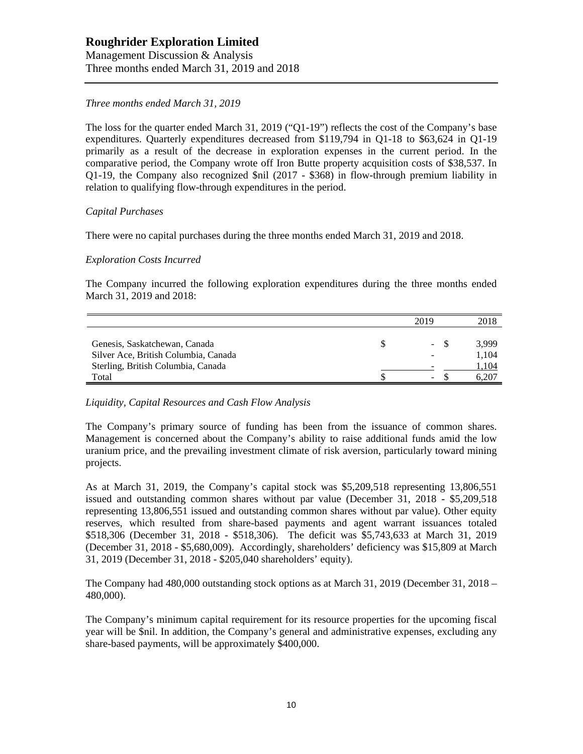### *Three months ended March 31, 2019*

The loss for the quarter ended March 31, 2019 ("Q1-19") reflects the cost of the Company's base expenditures. Quarterly expenditures decreased from $119,794 in Q1-18 to $63,624 in Q1-19 primarily as a result of the decrease in exploration expenses in the current period. In the comparative period, the Company wrote off Iron Butte property acquisition costs of $38,537. In Q1-19, the Company also recognized $nil (2017 - $368) in flow-through premium liability in relation to qualifying flow-through expenditures in the period.

### *Capital Purchases*

There were no capital purchases during the three months ended March 31, 2019 and 2018.

### *Exploration Costs Incurred*

The Company incurred the following exploration expenditures during the three months ended March 31, 2019 and 2018:

| | 2019 | 2018 |
|---|---|---|
| Genesis, Saskatchewan, Canada | $ - | $ 3,999 |
| Silver Ace, British Columbia, Canada | - | 1,104 |
| Sterling, British Columbia, Canada | - | 1,104 |
| Total | $ - | $ 6,207 |

### *Liquidity, Capital Resources and Cash Flow Analysis*

The Company's primary source of funding has been from the issuance of common shares. Management is concerned about the Company's ability to raise additional funds amid the low uranium price, and the prevailing investment climate of risk aversion, particularly toward mining projects.

As at March 31, 2019, the Company's capital stock was $5,209,518 representing 13,806,551 issued and outstanding common shares without par value (December 31, 2018 - $5,209,518 representing 13,806,551 issued and outstanding common shares without par value). Other equity reserves, which resulted from share-based payments and agent warrant issuances totaled $518,306 (December 31, 2018 - $518,306). The deficit was $5,743,633 at March 31, 2019 (December 31, 2018 - $5,680,009). Accordingly, shareholders' deficiency was $15,809 at March 31, 2019 (December 31, 2018 - $205,040 shareholders' equity).

The Company had 480,000 outstanding stock options as at March 31, 2019 (December 31, 2018 – 480,000).

The Company's minimum capital requirement for its resource properties for the upcoming fiscal year will be $nil. In addition, the Company's general and administrative expenses, excluding any share-based payments, will be approximately $400,000.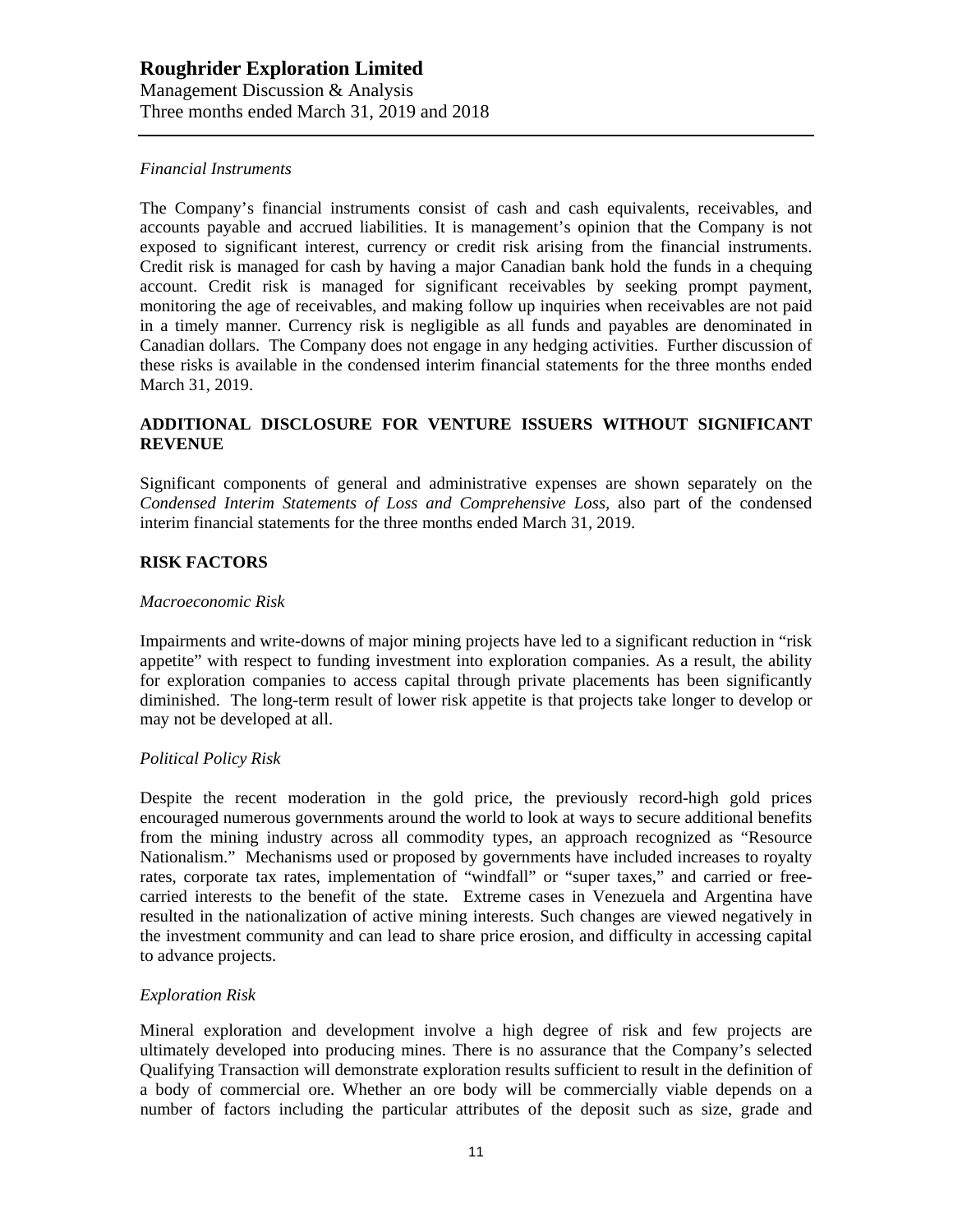*Financial Instruments*

The Company's financial instruments consist of cash and cash equivalents, receivables, and accounts payable and accrued liabilities. It is management's opinion that the Company is not exposed to significant interest, currency or credit risk arising from the financial instruments. Credit risk is managed for cash by having a major Canadian bank hold the funds in a chequing account. Credit risk is managed for significant receivables by seeking prompt payment, monitoring the age of receivables, and making follow up inquiries when receivables are not paid in a timely manner. Currency risk is negligible as all funds and payables are denominated in Canadian dollars. The Company does not engage in any hedging activities. Further discussion of these risks is available in the condensed interim financial statements for the three months ended March 31, 2019.

## ADDITIONAL DISCLOSURE FOR VENTURE ISSUERS WITHOUT SIGNIFICANT REVENUE

Significant components of general and administrative expenses are shown separately on the *Condensed Interim Statements of Loss and Comprehensive Loss*, also part of the condensed interim financial statements for the three months ended March 31, 2019.

## RISK FACTORS

*Macroeconomic Risk*

Impairments and write-downs of major mining projects have led to a significant reduction in "risk appetite" with respect to funding investment into exploration companies. As a result, the ability for exploration companies to access capital through private placements has been significantly diminished. The long-term result of lower risk appetite is that projects take longer to develop or may not be developed at all.

*Political Policy Risk*

Despite the recent moderation in the gold price, the previously record-high gold prices encouraged numerous governments around the world to look at ways to secure additional benefits from the mining industry across all commodity types, an approach recognized as "Resource Nationalism." Mechanisms used or proposed by governments have included increases to royalty rates, corporate tax rates, implementation of "windfall" or "super taxes," and carried or free-carried interests to the benefit of the state. Extreme cases in Venezuela and Argentina have resulted in the nationalization of active mining interests. Such changes are viewed negatively in the investment community and can lead to share price erosion, and difficulty in accessing capital to advance projects.

*Exploration Risk*

Mineral exploration and development involve a high degree of risk and few projects are ultimately developed into producing mines. There is no assurance that the Company's selected Qualifying Transaction will demonstrate exploration results sufficient to result in the definition of a body of commercial ore. Whether an ore body will be commercially viable depends on a number of factors including the particular attributes of the deposit such as size, grade and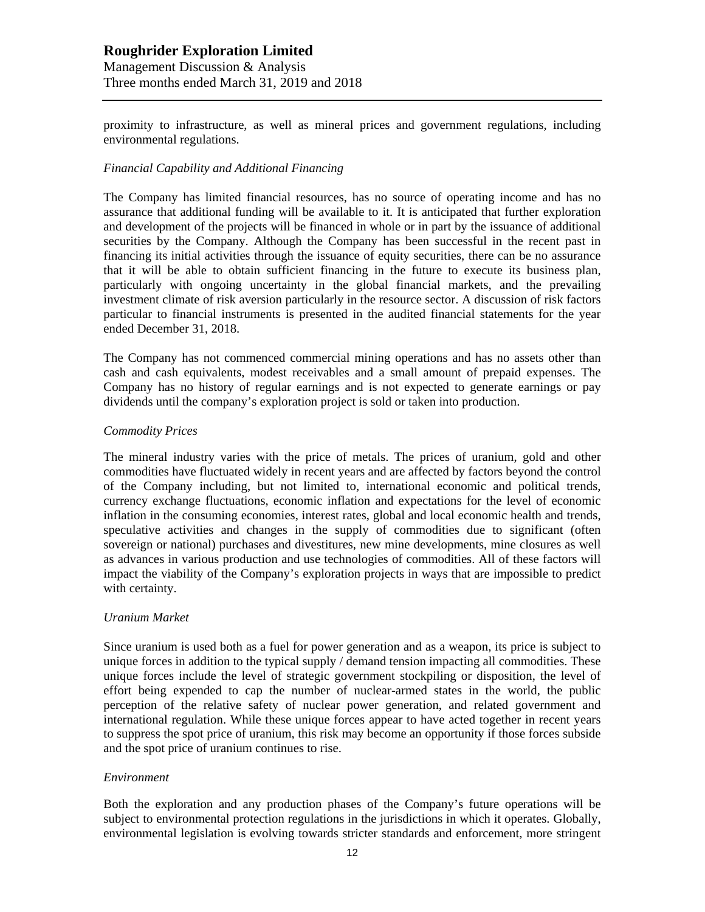proximity to infrastructure, as well as mineral prices and government regulations, including environmental regulations.

*Financial Capability and Additional Financing*

The Company has limited financial resources, has no source of operating income and has no assurance that additional funding will be available to it. It is anticipated that further exploration and development of the projects will be financed in whole or in part by the issuance of additional securities by the Company. Although the Company has been successful in the recent past in financing its initial activities through the issuance of equity securities, there can be no assurance that it will be able to obtain sufficient financing in the future to execute its business plan, particularly with ongoing uncertainty in the global financial markets, and the prevailing investment climate of risk aversion particularly in the resource sector. A discussion of risk factors particular to financial instruments is presented in the audited financial statements for the year ended December 31, 2018.

The Company has not commenced commercial mining operations and has no assets other than cash and cash equivalents, modest receivables and a small amount of prepaid expenses. The Company has no history of regular earnings and is not expected to generate earnings or pay dividends until the company's exploration project is sold or taken into production.

*Commodity Prices*

The mineral industry varies with the price of metals. The prices of uranium, gold and other commodities have fluctuated widely in recent years and are affected by factors beyond the control of the Company including, but not limited to, international economic and political trends, currency exchange fluctuations, economic inflation and expectations for the level of economic inflation in the consuming economies, interest rates, global and local economic health and trends, speculative activities and changes in the supply of commodities due to significant (often sovereign or national) purchases and divestitures, new mine developments, mine closures as well as advances in various production and use technologies of commodities. All of these factors will impact the viability of the Company's exploration projects in ways that are impossible to predict with certainty.

*Uranium Market*

Since uranium is used both as a fuel for power generation and as a weapon, its price is subject to unique forces in addition to the typical supply / demand tension impacting all commodities. These unique forces include the level of strategic government stockpiling or disposition, the level of effort being expended to cap the number of nuclear-armed states in the world, the public perception of the relative safety of nuclear power generation, and related government and international regulation. While these unique forces appear to have acted together in recent years to suppress the spot price of uranium, this risk may become an opportunity if those forces subside and the spot price of uranium continues to rise.

*Environment*

Both the exploration and any production phases of the Company's future operations will be subject to environmental protection regulations in the jurisdictions in which it operates. Globally, environmental legislation is evolving towards stricter standards and enforcement, more stringent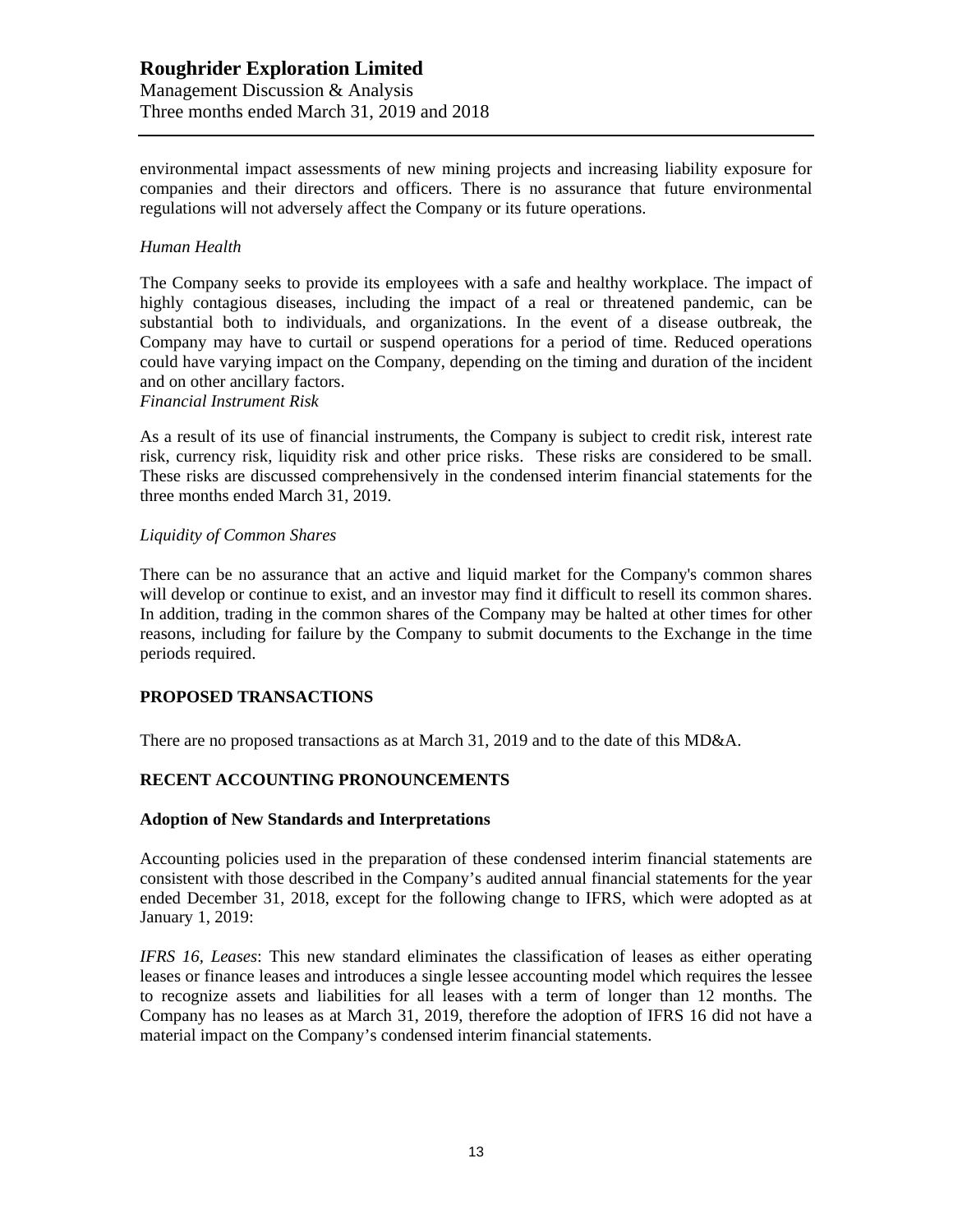environmental impact assessments of new mining projects and increasing liability exposure for companies and their directors and officers. There is no assurance that future environmental regulations will not adversely affect the Company or its future operations.

*Human Health*

The Company seeks to provide its employees with a safe and healthy workplace. The impact of highly contagious diseases, including the impact of a real or threatened pandemic, can be substantial both to individuals, and organizations. In the event of a disease outbreak, the Company may have to curtail or suspend operations for a period of time. Reduced operations could have varying impact on the Company, depending on the timing and duration of the incident and on other ancillary factors.

*Financial Instrument Risk*

As a result of its use of financial instruments, the Company is subject to credit risk, interest rate risk, currency risk, liquidity risk and other price risks. These risks are considered to be small. These risks are discussed comprehensively in the condensed interim financial statements for the three months ended March 31, 2019.

*Liquidity of Common Shares*

There can be no assurance that an active and liquid market for the Company's common shares will develop or continue to exist, and an investor may find it difficult to resell its common shares. In addition, trading in the common shares of the Company may be halted at other times for other reasons, including for failure by the Company to submit documents to the Exchange in the time periods required.

## PROPOSED TRANSACTIONS

There are no proposed transactions as at March 31, 2019 and to the date of this MD&A.

## RECENT ACCOUNTING PRONOUNCEMENTS

### Adoption of New Standards and Interpretations

Accounting policies used in the preparation of these condensed interim financial statements are consistent with those described in the Company's audited annual financial statements for the year ended December 31, 2018, except for the following change to IFRS, which were adopted as at January 1, 2019:

*IFRS 16, Leases*: This new standard eliminates the classification of leases as either operating leases or finance leases and introduces a single lessee accounting model which requires the lessee to recognize assets and liabilities for all leases with a term of longer than 12 months. The Company has no leases as at March 31, 2019, therefore the adoption of IFRS 16 did not have a material impact on the Company's condensed interim financial statements.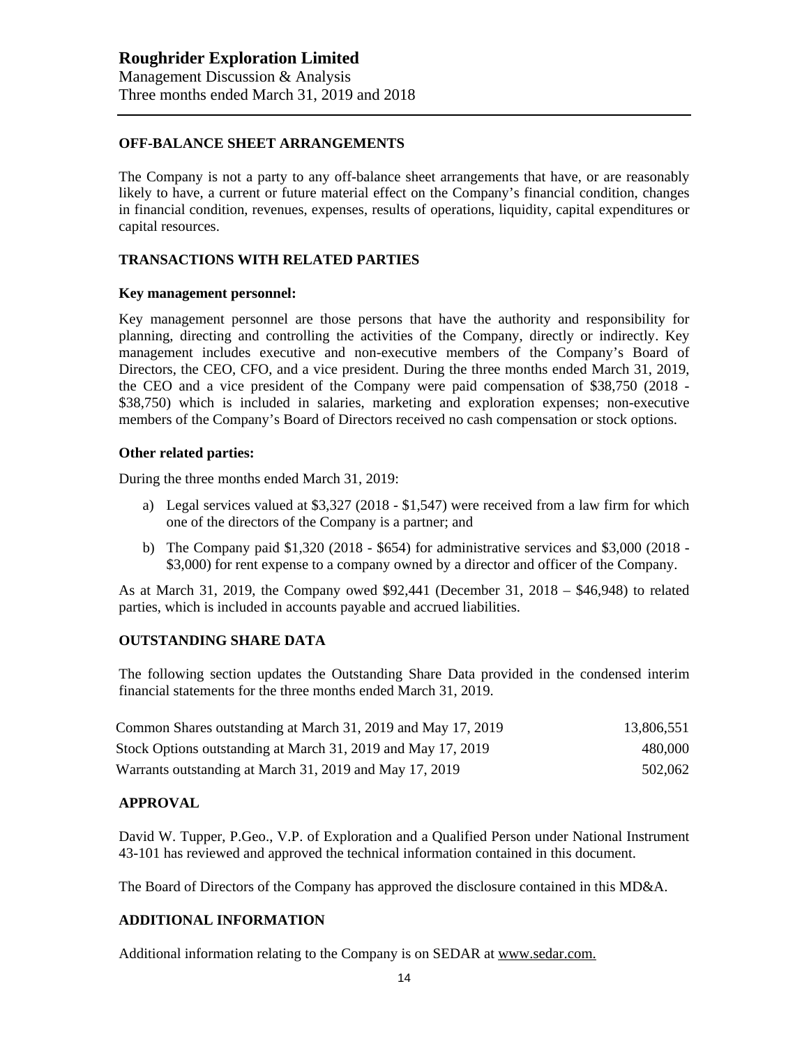## OFF-BALANCE SHEET ARRANGEMENTS

The Company is not a party to any off-balance sheet arrangements that have, or are reasonably likely to have, a current or future material effect on the Company's financial condition, changes in financial condition, revenues, expenses, results of operations, liquidity, capital expenditures or capital resources.

## TRANSACTIONS WITH RELATED PARTIES

### Key management personnel:

Key management personnel are those persons that have the authority and responsibility for planning, directing and controlling the activities of the Company, directly or indirectly. Key management includes executive and non-executive members of the Company's Board of Directors, the CEO, CFO, and a vice president. During the three months ended March 31, 2019, the CEO and a vice president of the Company were paid compensation of $38,750 (2018 - $38,750) which is included in salaries, marketing and exploration expenses; non-executive members of the Company's Board of Directors received no cash compensation or stock options.

### Other related parties:

During the three months ended March 31, 2019:

a) Legal services valued at $3,327 (2018 - $1,547) were received from a law firm for which one of the directors of the Company is a partner; and

b) The Company paid $1,320 (2018 - $654) for administrative services and $3,000 (2018 - $3,000) for rent expense to a company owned by a director and officer of the Company.

As at March 31, 2019, the Company owed $92,441 (December 31, 2018 – $46,948) to related parties, which is included in accounts payable and accrued liabilities.

## OUTSTANDING SHARE DATA

The following section updates the Outstanding Share Data provided in the condensed interim financial statements for the three months ended March 31, 2019.

| | |
|---|---|
| Common Shares outstanding at March 31, 2019 and May 17, 2019 | 13,806,551 |
| Stock Options outstanding at March 31, 2019 and May 17, 2019 | 480,000 |
| Warrants outstanding at March 31, 2019 and May 17, 2019 | 502,062 |

## APPROVAL

David W. Tupper, P.Geo., V.P. of Exploration and a Qualified Person under National Instrument 43-101 has reviewed and approved the technical information contained in this document.

The Board of Directors of the Company has approved the disclosure contained in this MD&A.

## ADDITIONAL INFORMATION

Additional information relating to the Company is on SEDAR at www.sedar.com.